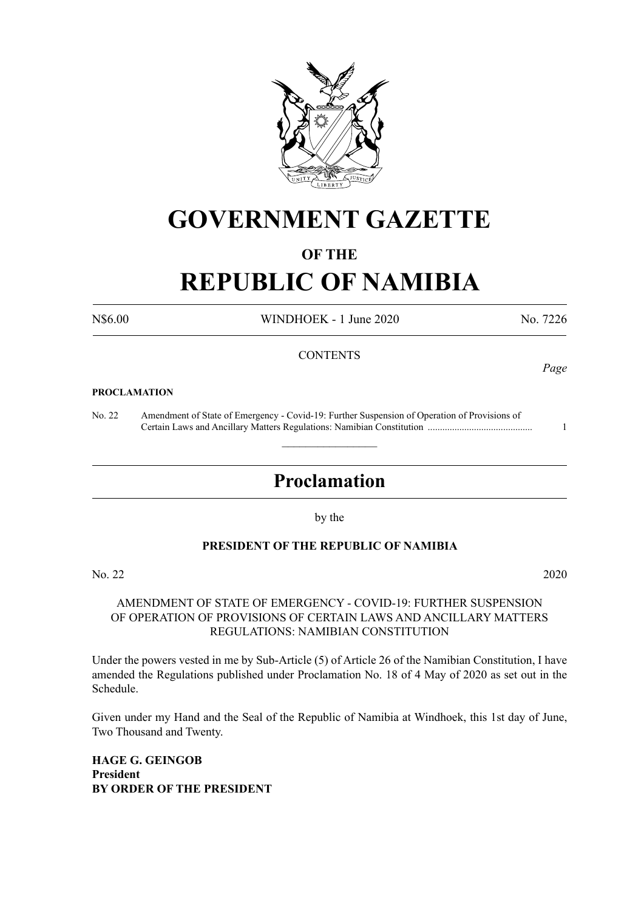# GOVERNMENT GAZETTE

## OF THE

# REPUBLIC OF NAMIBIA

N$6.00 WINDHOEK - 1 June 2020 No. 7226

CONTENTS

*Page*

**PROCLAMATION**

No. 22 Amendment of State of Emergency - Covid-19: Further Suspension of Operation of Provisions of Certain Laws and Ancillary Matters Regulations: Namibian Constitution .......................................... 1

---

## Proclamation

by the

**PRESIDENT OF THE REPUBLIC OF NAMIBIA**

No. 22 2020

AMENDMENT OF STATE OF EMERGENCY - COVID-19: FURTHER SUSPENSION OF OPERATION OF PROVISIONS OF CERTAIN LAWS AND ANCILLARY MATTERS REGULATIONS: NAMIBIAN CONSTITUTION

Under the powers vested in me by Sub-Article (5) of Article 26 of the Namibian Constitution, I have amended the Regulations published under Proclamation No. 18 of 4 May of 2020 as set out in the Schedule.

Given under my Hand and the Seal of the Republic of Namibia at Windhoek, this 1st day of June, Two Thousand and Twenty.

**HAGE G. GEINGOB**
**President**
**BY ORDER OF THE PRESIDENT**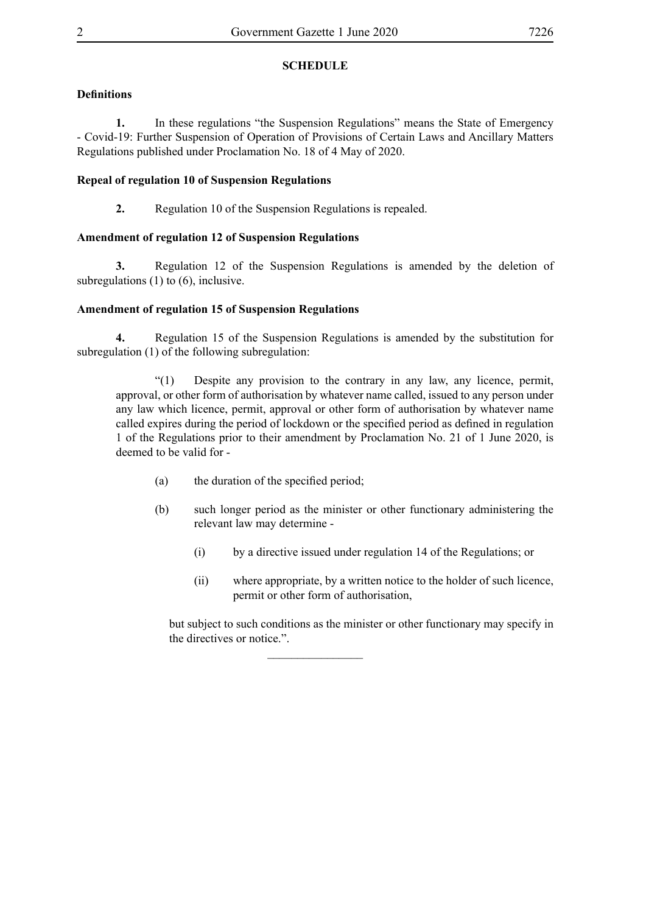## SCHEDULE

**Definitions**

**1.** In these regulations "the Suspension Regulations" means the State of Emergency - Covid-19: Further Suspension of Operation of Provisions of Certain Laws and Ancillary Matters Regulations published under Proclamation No. 18 of 4 May of 2020.

**Repeal of regulation 10 of Suspension Regulations**

**2.** Regulation 10 of the Suspension Regulations is repealed.

**Amendment of regulation 12 of Suspension Regulations**

**3.** Regulation 12 of the Suspension Regulations is amended by the deletion of subregulations (1) to (6), inclusive.

**Amendment of regulation 15 of Suspension Regulations**

**4.** Regulation 15 of the Suspension Regulations is amended by the substitution for subregulation (1) of the following subregulation:

"(1) Despite any provision to the contrary in any law, any licence, permit, approval, or other form of authorisation by whatever name called, issued to any person under any law which licence, permit, approval or other form of authorisation by whatever name called expires during the period of lockdown or the specified period as defined in regulation 1 of the Regulations prior to their amendment by Proclamation No. 21 of 1 June 2020, is deemed to be valid for -

(a) the duration of the specified period;

(b) such longer period as the minister or other functionary administering the relevant law may determine -

(i) by a directive issued under regulation 14 of the Regulations; or

(ii) where appropriate, by a written notice to the holder of such licence, permit or other form of authorisation,

but subject to such conditions as the minister or other functionary may specify in the directives or notice.".

________________